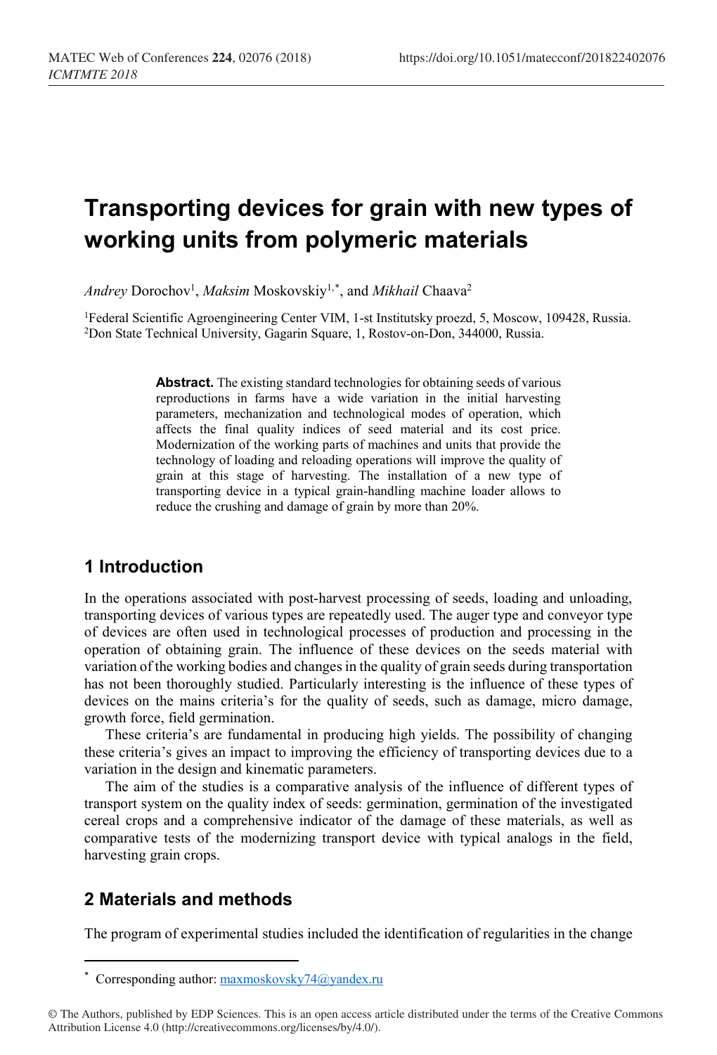# Transporting devices for grain with new types of working units from polymeric materials

*Andrey* Dorochov[1], *Maksim* Moskovskiy[1,*], and *Mikhail* Chaava[2]

[1]Federal Scientific Agroengineering Center VIM, 1-st Institutsky proezd, 5, Moscow, 109428, Russia.
[2]Don State Technical University, Gagarin Square, 1, Rostov-on-Don, 344000, Russia.

**Abstract.** The existing standard technologies for obtaining seeds of various reproductions in farms have a wide variation in the initial harvesting parameters, mechanization and technological modes of operation, which affects the final quality indices of seed material and its cost price. Modernization of the working parts of machines and units that provide the technology of loading and reloading operations will improve the quality of grain at this stage of harvesting. The installation of a new type of transporting device in a typical grain-handling machine loader allows to reduce the crushing and damage of grain by more than 20%.

## 1 Introduction

In the operations associated with post-harvest processing of seeds, loading and unloading, transporting devices of various types are repeatedly used. The auger type and conveyor type of devices are often used in technological processes of production and processing in the operation of obtaining grain. The influence of these devices on the seeds material with variation of the working bodies and changes in the quality of grain seeds during transportation has not been thoroughly studied. Particularly interesting is the influence of these types of devices on the mains criteria's for the quality of seeds, such as damage, micro damage, growth force, field germination.

These criteria's are fundamental in producing high yields. The possibility of changing these criteria's gives an impact to improving the efficiency of transporting devices due to a variation in the design and kinematic parameters.

The aim of the studies is a comparative analysis of the influence of different types of transport system on the quality index of seeds: germination, germination of the investigated cereal crops and a comprehensive indicator of the damage of these materials, as well as comparative tests of the modernizing transport device with typical analogs in the field, harvesting grain crops.

## 2 Materials and methods

The program of experimental studies included the identification of regularities in the change

[*] Corresponding author: maxmoskovsky74@yandex.ru

© The Authors, published by EDP Sciences. This is an open access article distributed under the terms of the Creative Commons Attribution License 4.0 (http://creativecommons.org/licenses/by/4.0/).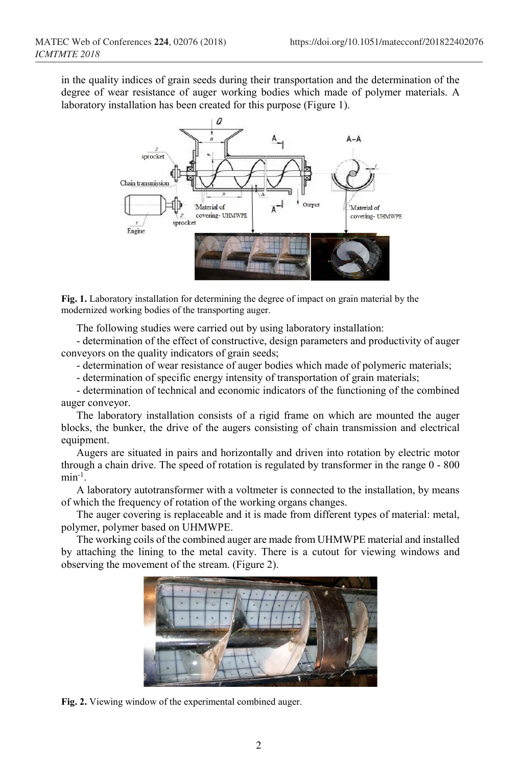in the quality indices of grain seeds during their transportation and the determination of the degree of wear resistance of auger working bodies which made of polymer materials. A laboratory installation has been created for this purpose (Figure 1).

**Fig. 1.** Laboratory installation for determining the degree of impact on grain material by the modernized working bodies of the transporting auger.

The following studies were carried out by using laboratory installation:

- determination of the effect of constructive, design parameters and productivity of auger conveyors on the quality indicators of grain seeds;
- determination of wear resistance of auger bodies which made of polymeric materials;
- determination of specific energy intensity of transportation of grain materials;
- determination of technical and economic indicators of the functioning of the combined auger conveyor.

The laboratory installation consists of a rigid frame on which are mounted the auger blocks, the bunker, the drive of the augers consisting of chain transmission and electrical equipment.

Augers are situated in pairs and horizontally and driven into rotation by electric motor through a chain drive. The speed of rotation is regulated by transformer in the range 0 - 800 $min^{-1}$.

A laboratory autotransformer with a voltmeter is connected to the installation, by means of which the frequency of rotation of the working organs changes.

The auger covering is replaceable and it is made from different types of material: metal, polymer, polymer based on UHMWPE.

The working coils of the combined auger are made from UHMWPE material and installed by attaching the lining to the metal cavity. There is a cutout for viewing windows and observing the movement of the stream. (Figure 2).

**Fig. 2.** Viewing window of the experimental combined auger.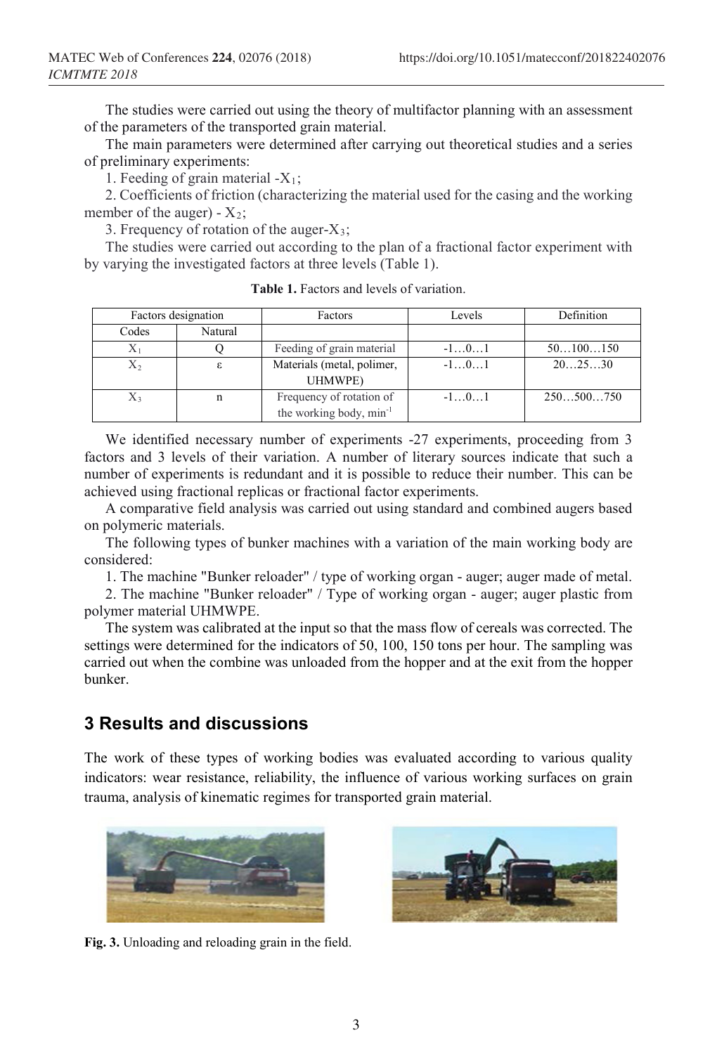The studies were carried out using the theory of multifactor planning with an assessment of the parameters of the transported grain material.

The main parameters were determined after carrying out theoretical studies and a series of preliminary experiments:

1. Feeding of grain material -$X_1$;
2. Coefficients of friction (characterizing the material used for the casing and the working member of the auger) - $X_2$;
3. Frequency of rotation of the auger-$X_3$;

The studies were carried out according to the plan of a fractional factor experiment with by varying the investigated factors at three levels (Table 1).

**Table 1.** Factors and levels of variation.

| Factors designation | | Factors | Levels | Definition |
|---|---|---|---|---|
| Codes | Natural | | | |
| $X_1$ | Q | Feeding of grain material | -1…0…1 | 50…100…150 |
| $X_2$ | $\varepsilon$ | Materials (metal, polimer, UHMWPE) | -1…0…1 | 20…25…30 |
| $X_3$ | n | Frequency of rotation of the working body, $min^{-1}$ | -1…0…1 | 250…500…750 |

We identified necessary number of experiments -27 experiments, proceeding from 3 factors and 3 levels of their variation. A number of literary sources indicate that such a number of experiments is redundant and it is possible to reduce their number. This can be achieved using fractional replicas or fractional factor experiments.

A comparative field analysis was carried out using standard and combined augers based on polymeric materials.

The following types of bunker machines with a variation of the main working body are considered:

1. The machine "Bunker reloader" / type of working organ - auger; auger made of metal.
2. The machine "Bunker reloader" / Type of working organ - auger; auger plastic from polymer material UHMWPE.

The system was calibrated at the input so that the mass flow of cereals was corrected. The settings were determined for the indicators of 50, 100, 150 tons per hour. The sampling was carried out when the combine was unloaded from the hopper and at the exit from the hopper bunker.

## 3 Results and discussions

The work of these types of working bodies was evaluated according to various quality indicators: wear resistance, reliability, the influence of various working surfaces on grain trauma, analysis of kinematic regimes for transported grain material.

**Fig. 3.** Unloading and reloading grain in the field.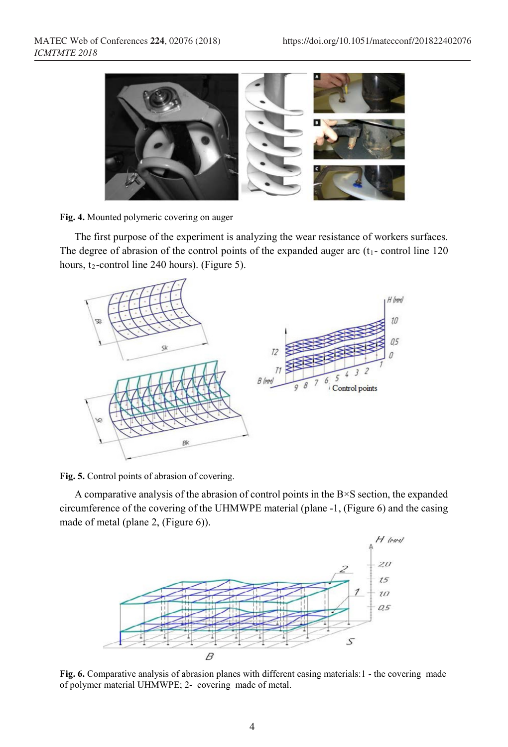**Fig. 4.** Mounted polymeric covering on auger

The first purpose of the experiment is analyzing the wear resistance of workers surfaces. The degree of abrasion of the control points of the expanded auger arc ($t_1$- control line 120 hours, $t_2$-control line 240 hours). (Figure 5).

**Fig. 5.** Control points of abrasion of covering.

A comparative analysis of the abrasion of control points in the B×S section, the expanded circumference of the covering of the UHMWPE material (plane -1, (Figure 6) and the casing made of metal (plane 2, (Figure 6)).

**Fig. 6.** Comparative analysis of abrasion planes with different casing materials:1 - the covering made of polymer material UHMWPE; 2- covering made of metal.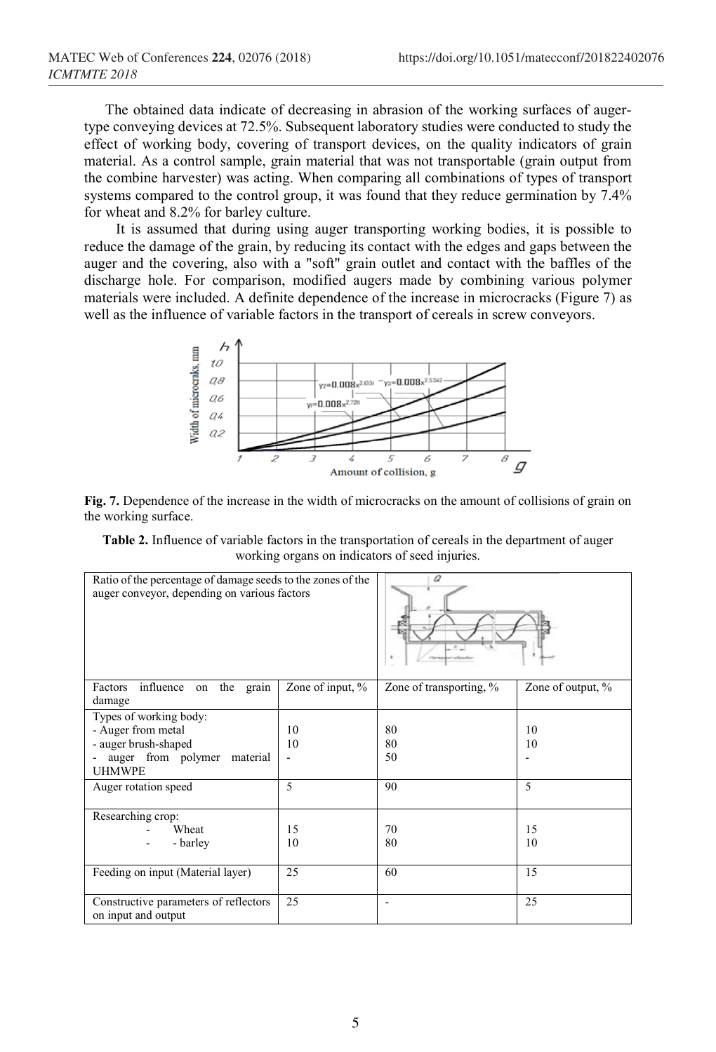The obtained data indicate of decreasing in abrasion of the working surfaces of auger-type conveying devices at 72.5%. Subsequent laboratory studies were conducted to study the effect of working body, covering of transport devices, on the quality indicators of grain material. As a control sample, grain material that was not transportable (grain output from the combine harvester) was acting. When comparing all combinations of types of transport systems compared to the control group, it was found that they reduce germination by 7.4% for wheat and 8.2% for barley culture.

It is assumed that during using auger transporting working bodies, it is possible to reduce the damage of the grain, by reducing its contact with the edges and gaps between the auger and the covering, also with a "soft" grain outlet and contact with the baffles of the discharge hole. For comparison, modified augers made by combining various polymer materials were included. A definite dependence of the increase in microcracks (Figure 7) as well as the influence of variable factors in the transport of cereals in screw conveyors.

**Fig. 7.** Dependence of the increase in the width of microcracks on the amount of collisions of grain on the working surface.

**Table 2.** Influence of variable factors in the transportation of cereals in the department of auger working organs on indicators of seed injuries.

| Ratio of the percentage of damage seeds to the zones of the auger conveyor, depending on various factors | | | |
|---|---|---|---|
| Factors influence on the grain damage | Zone of input, % | Zone of transporting, % | Zone of output, % |
| Types of working body:<br>- Auger from metal<br>- auger brush-shaped<br>- auger from polymer material UHMWPE | <br>10<br>10<br>- | <br>80<br>80<br>50 | <br>10<br>10<br>- |
| Auger rotation speed | 5 | 90 | 5 |
| Researching crop:<br>- Wheat<br>- - barley | <br>15<br>10 | <br>70<br>80 | <br>15<br>10 |
| Feeding on input (Material layer) | 25 | 60 | 15 |
| Constructive parameters of reflectors on input and output | 25 | - | 25 |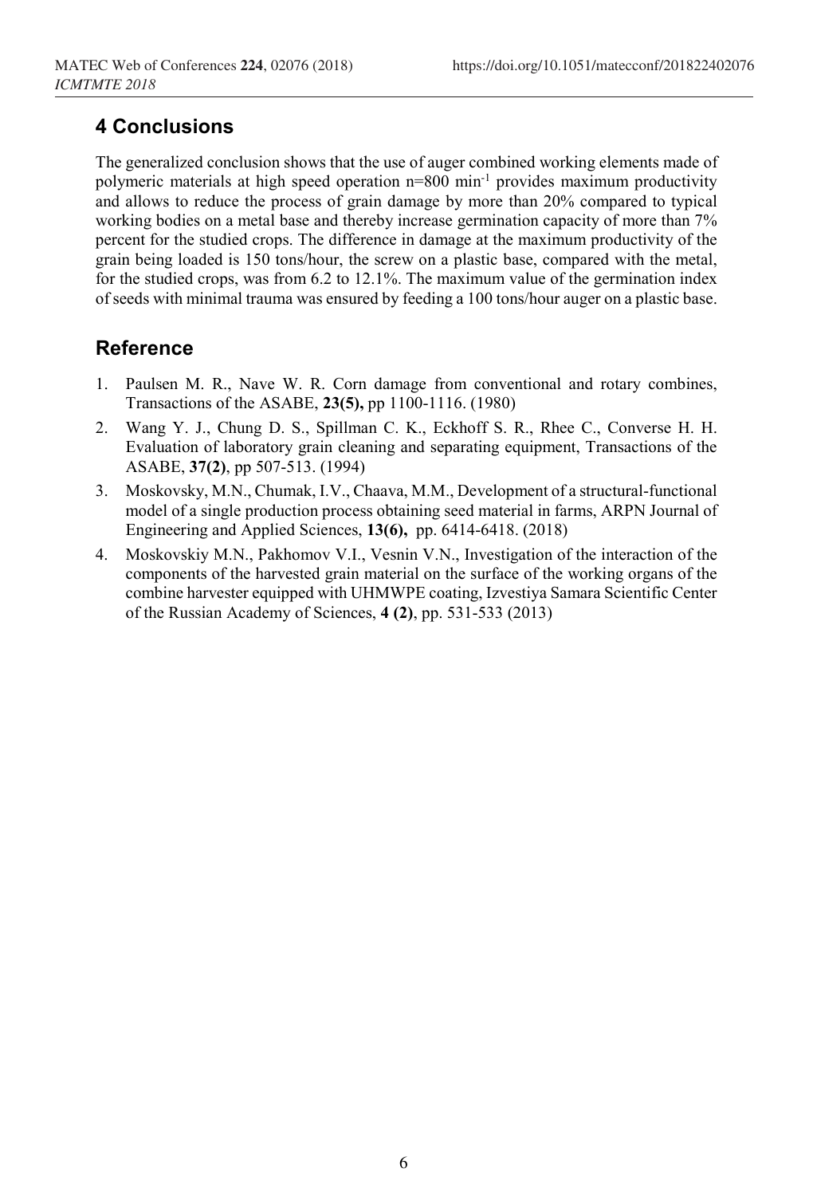## 4 Conclusions

The generalized conclusion shows that the use of auger combined working elements made of polymeric materials at high speed operation $n=800\ min^{-1}$ provides maximum productivity and allows to reduce the process of grain damage by more than 20% compared to typical working bodies on a metal base and thereby increase germination capacity of more than 7% percent for the studied crops. The difference in damage at the maximum productivity of the grain being loaded is 150 tons/hour, the screw on a plastic base, compared with the metal, for the studied crops, was from 6.2 to 12.1%. The maximum value of the germination index of seeds with minimal trauma was ensured by feeding a 100 tons/hour auger on a plastic base.

## Reference

1. Paulsen M. R., Nave W. R. Corn damage from conventional and rotary combines, Transactions of the ASABE, **23(5),** pp 1100-1116. (1980)
2. Wang Y. J., Chung D. S., Spillman C. K., Eckhoff S. R., Rhee C., Converse H. H. Evaluation of laboratory grain cleaning and separating equipment, Transactions of the ASABE, **37(2)**, pp 507-513. (1994)
3. Moskovsky, M.N., Chumak, I.V., Chaava, M.M., Development of a structural-functional model of a single production process obtaining seed material in farms, ARPN Journal of Engineering and Applied Sciences, **13(6),** pp. 6414-6418. (2018)
4. Moskovskiy M.N., Pakhomov V.I., Vesnin V.N., Investigation of the interaction of the components of the harvested grain material on the surface of the working organs of the combine harvester equipped with UHMWPE coating, Izvestiya Samara Scientific Center of the Russian Academy of Sciences, **4 (2)**, pp. 531-533 (2013)